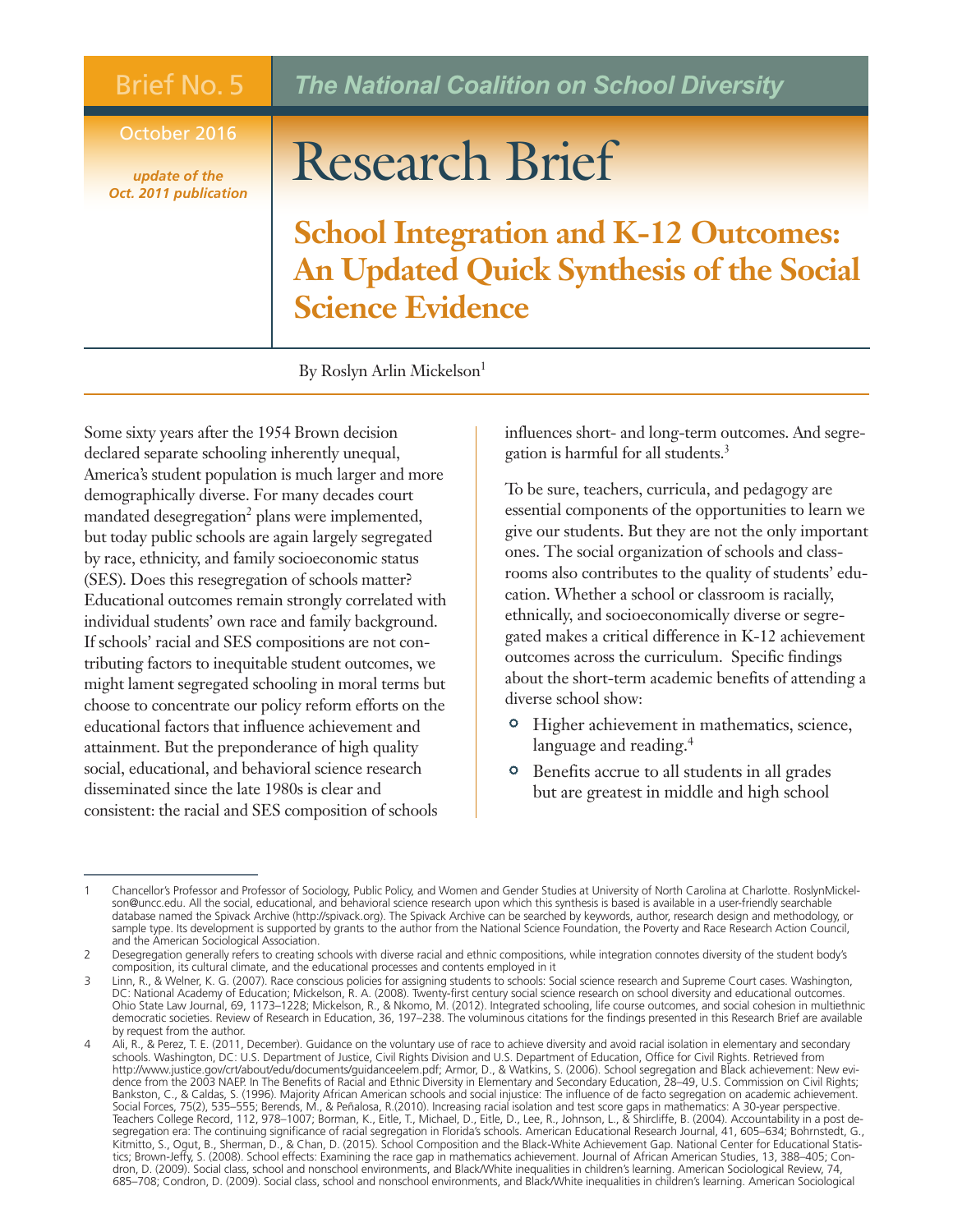Brief No. 5

*The National Coalition on School Diversity*

October 2016

*update of the Oct. 2011 publication*

# Research Brief

## School Integration and K-12 Outcomes: An Updated Quick Synthesis of the Social Science Evidence

By Roslyn Arlin Mickelson[1]

Some sixty years after the 1954 Brown decision declared separate schooling inherently unequal, America's student population is much larger and more demographically diverse. For many decades court mandated desegregation[2] plans were implemented, but today public schools are again largely segregated by race, ethnicity, and family socioeconomic status (SES). Does this resegregation of schools matter? Educational outcomes remain strongly correlated with individual students' own race and family background. If schools' racial and SES compositions are not contributing factors to inequitable student outcomes, we might lament segregated schooling in moral terms but choose to concentrate our policy reform efforts on the educational factors that influence achievement and attainment. But the preponderance of high quality social, educational, and behavioral science research disseminated since the late 1980s is clear and consistent: the racial and SES composition of schools influences short- and long-term outcomes. And segregation is harmful for all students.[3]

To be sure, teachers, curricula, and pedagogy are essential components of the opportunities to learn we give our students. But they are not the only important ones. The social organization of schools and classrooms also contributes to the quality of students' education. Whether a school or classroom is racially, ethnically, and socioeconomically diverse or segregated makes a critical difference in K-12 achievement outcomes across the curriculum. Specific findings about the short-term academic benefits of attending a diverse school show:

- Higher achievement in mathematics, science, language and reading.[4]
- Benefits accrue to all students in all grades but are greatest in middle and high school

---

1 Chancellor's Professor and Professor of Sociology, Public Policy, and Women and Gender Studies at University of North Carolina at Charlotte. RoslynMickelson@uncc.edu. All the social, educational, and behavioral science research upon which this synthesis is based is available in a user-friendly searchable database named the Spivack Archive (http://spivack.org). The Spivack Archive can be searched by keywords, author, research design and methodology, or sample type. Its development is supported by grants to the author from the National Science Foundation, the Poverty and Race Research Action Council, and the American Sociological Association.

2 Desegregation generally refers to creating schools with diverse racial and ethnic compositions, while integration connotes diversity of the student body's composition, its cultural climate, and the educational processes and contents employed in it

3 Linn, R., & Welner, K. G. (2007). Race conscious policies for assigning students to schools: Social science research and Supreme Court cases. Washington, DC: National Academy of Education; Mickelson, R. A. (2008). Twenty-first century social science research on school diversity and educational outcomes. Ohio State Law Journal, 69, 1173–1228; Mickelson, R., & Nkomo, M. (2012). Integrated schooling, life course outcomes, and social cohesion in multiethnic democratic societies. Review of Research in Education, 36, 197–238. The voluminous citations for the findings presented in this Research Brief are available by request from the author.

4 Ali, R., & Perez, T. E. (2011, December). Guidance on the voluntary use of race to achieve diversity and avoid racial isolation in elementary and secondary schools. Washington, DC: U.S. Department of Justice, Civil Rights Division and U.S. Department of Education, Office for Civil Rights. Retrieved from http://www.justice.gov/crt/about/edu/documents/guidanceelem.pdf; Armor, D., & Watkins, S. (2006). School segregation and Black achievement: New evidence from the 2003 NAEP. In The Benefits of Racial and Ethnic Diversity in Elementary and Secondary Education, 28–49, U.S. Commission on Civil Rights; Bankston, C., & Caldas, S. (1996). Majority African American schools and social injustice: The influence of de facto segregation on academic achievement. Social Forces, 75(2), 535–555; Berends, M., & Peñalosa, R.(2010). Increasing racial isolation and test score gaps in mathematics: A 30-year perspective. Teachers College Record, 112, 978–1007; Borman, K., Eitle, T., Michael, D., Eitle, D., Lee, R., Johnson, L., & Shircliffe, B. (2004). Accountability in a post desegregation era: The continuing significance of racial segregation in Florida's schools. American Educational Research Journal, 41, 605–634; Bohrnstedt, G., Kitmitto, S., Ogut, B., Sherman, D., & Chan, D. (2015). School Composition and the Black-White Achievement Gap. National Center for Educational Statistics; Brown-Jeffy, S. (2008). School effects: Examining the race gap in mathematics achievement. Journal of African American Studies, 13, 388–405; Condron, D. (2009). Social class, school and nonschool environments, and Black/White inequalities in children's learning. American Sociological Review, 74, 685–708; Condron, D. (2009). Social class, school and nonschool environments, and Black/White inequalities in children's learning. American Sociological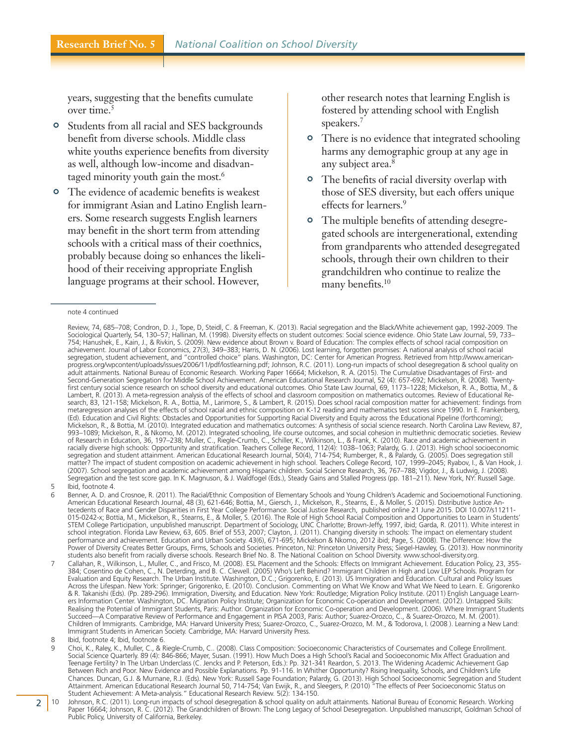years, suggesting that the benefits cumulate over time.[5]

- Students from all racial and SES backgrounds benefit from diverse schools. Middle class white youths experience benefits from diversity as well, although low-income and disadvantaged minority youth gain the most.[6]
- The evidence of academic benefits is weakest for immigrant Asian and Latino English learners. Some research suggests English learners may benefit in the short term from attending schools with a critical mass of their coethnics, probably because doing so enhances the likelihood of their receiving appropriate English language programs at their school. However, other research notes that learning English is fostered by attending school with English speakers.[7]
- There is no evidence that integrated schooling harms any demographic group at any age in any subject area.[8]
- The benefits of racial diversity overlap with those of SES diversity, but each offers unique effects for learners.[9]
- The multiple benefits of attending desegregated schools are intergenerational, extending from grandparents who attended desegregated schools, through their own children to their grandchildren who continue to realize the many benefits.[10]

---

note 4 continued

Review, 74, 685–708; Condron, D. J., Tope, D, Steidl, C. & Freeman, K. (2013). Racial segregation and the Black/White achievement gap, 1992-2009. The Sociological Quarterly, 54, 130–57; Hallinan, M. (1998). Diversity effects on student outcomes: Social science evidence. Ohio State Law Journal, 59, 733–754; Hanushek, E., Kain, J., & Rivkin, S. (2009). New evidence about Brown v. Board of Education: The complex effects of school racial composition on achievement. Journal of Labor Economics, 27(3), 349–383; Harris, D. N. (2006). Lost learning, forgotten promises: A national analysis of school racial segregation, student achievement, and "controlled choice" plans. Washington, DC: Center for American Progress. Retrieved from http://www.americanprogress.org/wpcontent/uploads/issues/2006/11/pdf/lostlearning.pdf; Johnson, R.C. (2011). Long-run impacts of school desegregation & school quality on adult attainments. National Bureau of Economic Research. Working Paper 16664; Mickelson, R. A. (2015). The Cumulative Disadvantages of First- and Second-Generation Segregation for Middle School Achievement. American Educational Research Journal, 52 (4): 657-692; Mickelson, R. (2008). Twenty-first century social science research on school diversity and educational outcomes. Ohio State Law Journal, 69, 1173–1228; Mickelson, R. A., Bottia, M., & Lambert, R. (2013). A meta-regression analysis of the effects of school and classroom composition on mathematics outcomes. Review of Educational Research, 83, 121-158; Mickelson, R. A., Bottia, M., Larimore, S., & Lambert, R. (2015). Does school racial composition matter for achievement: findings from metaregression analyses of the effects of school racial and ethnic composition on K-12 reading and mathematics test scores since 1990. In E. Frankenberg, (Ed). Education and Civil Rights: Obstacles and Opportunities for Supporting Racial Diversity and Equity across the Educational Pipeline (forthcoming); Mickelson, R., & Bottia, M. (2010). Integrated education and mathematics outcomes: A synthesis of social science research. North Carolina Law Review, 87, 993–1089; Mickelson, R., & Nkomo, M. (2012). Integrated schooling, life course outcomes, and social cohesion in multiethnic democratic societies. Review of Research in Education, 36, 197–238; Muller, C., Riegle-Crumb, C., Schiller, K., Wilkinson, L., & Frank, K. (2010). Race and academic achievement in racially diverse high schools: Opportunity and stratification. Teachers College Record, 112(4): 1038–1063; Palardy, G. J. (2013). High school socioeconomic segregation and student attainment. American Educational Research Journal, 50(4), 714-754; Rumberger, R., & Palardy, G. (2005). Does segregation still matter? The impact of student composition on academic achievement in high school. Teachers College Record, 107, 1999–2045; Ryabov, I., & Van Hook, J. (2007). School segregation and academic achievement among Hispanic children. Social Science Research, 36, 767–788; Vigdor, J., & Ludwig, J. (2008). Segregation and the test score gap. In K. Magnuson, & J. Waldfogel (Eds.), Steady Gains and Stalled Progress (pp. 181–211). New York, NY: Russell Sage.

5 Ibid, footnote 4.

6 Benner, A. D. and Crosnoe, R. (2011). The Racial/Ethnic Composition of Elementary Schools and Young Children's Academic and Socioemotional Functioning. American Educational Research Journal, 48 (3), 621-646; Bottia, M., Giersch, J., Mickelson, R., Stearns, E., & Moller, S. (2015). Distributive Justice Antecedents of Race and Gender Disparities in First Year College Performance. Social Justice Research, published online 21 June 2015. DOI 10.007/s11211-015-0242-x; Bottia, M., Mickelson, R., Stearns, E., & Moller, S. (2016). The Role of High School Racial Composition and Opportunities to Learn in Students' STEM College Participation, unpublished manuscript. Department of Sociology, UNC Charlotte; Brown-Jeffy, 1997, ibid; Garda, R. (2011). White interest in school integration. Florida Law Review, 63, 605. Brief of 553, 2007; Clayton, J. (2011). Changing diversity in schools: The impact on elementary student performance and achievement. Education and Urban Society. 43(6), 671-695; Mickelson & Nkomo, 2012 ibid; Page, S. (2008). The Difference: How the Power of Diversity Creates Better Groups, Firms, Schools and Societies. Princeton, NJ: Princeton University Press; Siegel-Hawley, G. (2013). How nonminority students also benefit from racially diverse schools. Research Brief No. 8. The National Coalition on School Diversity. www.school-diversity.org.

7 Callahan, R., Wilkinson, L., Muller, C., and Frisco, M. (2008). ESL Placement and the Schools: Effects on Immigrant Achievement. Education Policy, 23, 355-384; Cosentino de Cohen, C., N. Deterding, and B. C. Clewell. (2005) Who's Left Behind? Immigrant Children in High and Low LEP Schools. Program for Evaluation and Equity Research. The Urban Institute. Washington, D.C.; Grigorenko, E. (2013). US Immigration and Education. Cultural and Policy Issues Across the Lifespan. New York: Springer; Grigorenko, E. (2010). Conclusion. Commenting on What We Know and What We Need to Learn. E. Grigorenko & R. Takanishi (Eds). (Pp. 289-296). Immigration, Diversity, and Education. New York: Routledge; Migration Policy Institute. (2011) English Language Learners Information Center. Washington, DC. Migration Policy Institute; Organization for Economic Co-operation and Development. (2012). Untapped Skills: Realising the Potential of Immigrant Students, Paris: Author. Organization for Economic Co-operation and Development. (2006). Where Immigrant Students Succeed—A Comparative Review of Performance and Engagement in PISA 2003, Paris: Author; Suarez-Orozco, C., & Suarez-Orozco, M. M. (2001). Children of Immigrants. Cambridge, MA: Harvard University Press; Suarez-Orozco, C., Suarez-Orozco, M. M., & Todorova, I. (2008 ). Learning a New Land: Immigrant Students in American Society. Cambridge, MA: Harvard University Press.

8 Ibid, footnote 4; Ibid, footnote 6.

9 Choi, K., Raley, K., Muller, C., & Riegle-Crumb, C.. (2008). Class Composition: Socioeconomic Characteristics of Coursemates and College Enrollment. Social Science Quarterly. 89 (4): 846-866; Mayer, Susan. (1991). How Much Does a High School's Racial and Socioeconomic Mix Affect Graduation and Teenage Fertility? In The Urban Underclass (C. Jencks and P. Peterson, Eds.): Pp. 321-341 Reardon, S. 2013. The Widening Academic Achievement Gap Between Rich and Poor. New Evidence and Possible Explanations. Pp. 91-116. In Whither Opportunity? Rising Inequality, Schools, and Children's Life Chances. Duncan, G.J. & Murnane, R.J. (Eds). New York: Russell Sage Foundation; Palardy, G. (2013). High School Socioeconomic Segregation and Student Attainment. American Educational Research Journal 50, 714-754; Van Ewijk, R., and Sleegers, P. (2010) "The effects of Peer Socioeconomic Status on Student Achievement: A Meta-analysis." Educational Research Review. 5(2): 134-150.

10 Johnson, R.C. (2011). Long-run impacts of school desegregation & school quality on adult attainments. National Bureau of Economic Research. Working Paper 16664; Johnson, R. C. (2012). The Grandchildren of Brown: The Long Legacy of School Desegregation. Unpublished manuscript, Goldman School of Public Policy, University of California, Berkeley.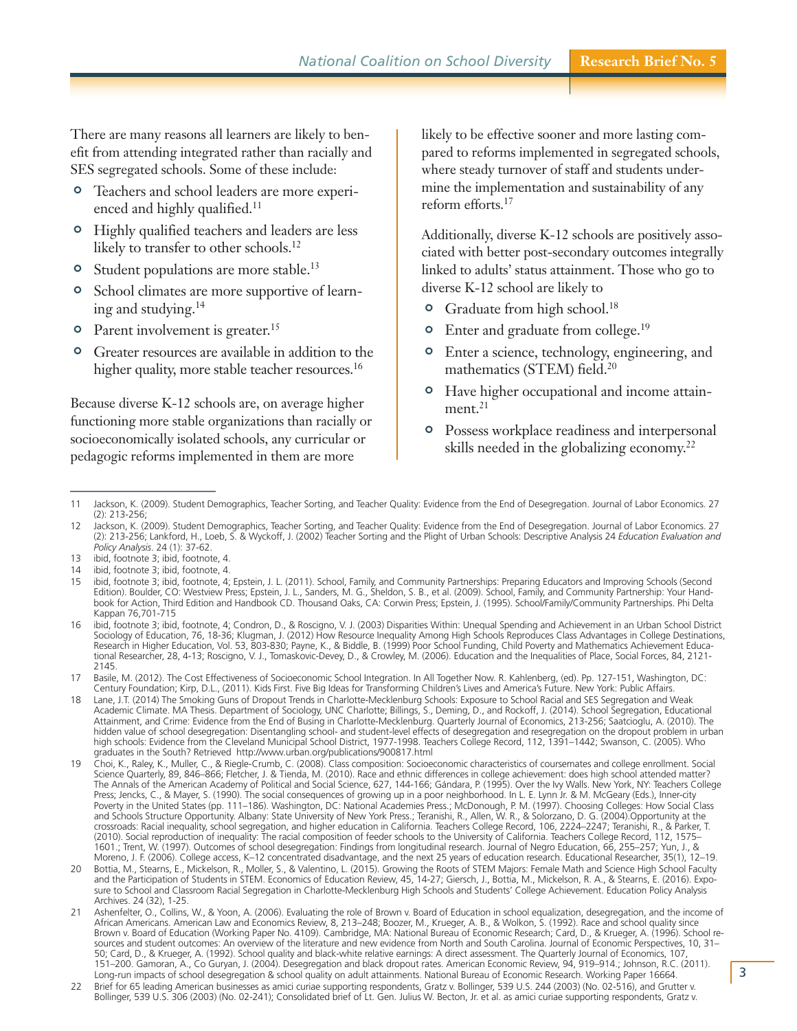There are many reasons all learners are likely to benefit from attending integrated rather than racially and SES segregated schools. Some of these include:

- Teachers and school leaders are more experienced and highly qualified.[11]
- Highly qualified teachers and leaders are less likely to transfer to other schools.[12]
- Student populations are more stable.[13]
- School climates are more supportive of learning and studying.[14]
- Parent involvement is greater.[15]
- Greater resources are available in addition to the higher quality, more stable teacher resources.[16]

Because diverse K-12 schools are, on average higher functioning more stable organizations than racially or socioeconomically isolated schools, any curricular or pedagogic reforms implemented in them are more likely to be effective sooner and more lasting compared to reforms implemented in segregated schools, where steady turnover of staff and students undermine the implementation and sustainability of any reform efforts.[17]

Additionally, diverse K-12 schools are positively associated with better post-secondary outcomes integrally linked to adults' status attainment. Those who go to diverse K-12 school are likely to

- Graduate from high school.[18]
- Enter and graduate from college.[19]
- Enter a science, technology, engineering, and mathematics (STEM) field.[20]
- Have higher occupational and income attainment.[21]
- Possess workplace readiness and interpersonal skills needed in the globalizing economy.[22]

---

11 Jackson, K. (2009). Student Demographics, Teacher Sorting, and Teacher Quality: Evidence from the End of Desegregation. Journal of Labor Economics. 27 (2): 213-256;

12 Jackson, K. (2009). Student Demographics, Teacher Sorting, and Teacher Quality: Evidence from the End of Desegregation. Journal of Labor Economics. 27 (2): 213-256; Lankford, H., Loeb, S. & Wyckoff, J. (2002) Teacher Sorting and the Plight of Urban Schools: Descriptive Analysis 24 *Education Evaluation and Policy Analysis*. 24 (1): 37-62.

13 ibid, footnote 3; ibid, footnote, 4.

14 ibid, footnote 3; ibid, footnote, 4.

15 ibid, footnote 3; ibid, footnote, 4; Epstein, J. L. (2011). School, Family, and Community Partnerships: Preparing Educators and Improving Schools (Second Edition). Boulder, CO: Westview Press; Epstein, J. L., Sanders, M. G., Sheldon, S. B., et al. (2009). School, Family, and Community Partnership: Your Handbook for Action, Third Edition and Handbook CD. Thousand Oaks, CA: Corwin Press; Epstein, J. (1995). School/Family/Community Partnerships. Phi Delta Kappan 76,701-715

16 ibid, footnote 3; ibid, footnote, 4; Condron, D., & Roscigno, V. J. (2003) Disparities Within: Unequal Spending and Achievement in an Urban School District Sociology of Education, 76, 18-36; Klugman, J. (2012) How Resource Inequality Among High Schools Reproduces Class Advantages in College Destinations, Research in Higher Education, Vol. 53, 803-830; Payne, K., & Biddle, B. (1999) Poor School Funding, Child Poverty and Mathematics Achievement Educational Researcher, 28, 4-13; Roscigno, V. J., Tomaskovic-Devey, D., & Crowley, M. (2006). Education and the Inequalities of Place, Social Forces, 84, 2121-2145.

17 Basile, M. (2012). The Cost Effectiveness of Socioeconomic School Integration. In All Together Now. R. Kahlenberg, (ed). Pp. 127-151, Washington, DC: Century Foundation; Kirp, D.L., (2011). Kids First. Five Big Ideas for Transforming Children's Lives and America's Future. New York: Public Affairs.

18 Lane, J.T. (2014) The Smoking Guns of Dropout Trends in Charlotte-Mecklenburg Schools: Exposure to School Racial and SES Segregation and Weak Academic Climate. MA Thesis. Department of Sociology, UNC Charlotte; Billings, S., Deming, D., and Rockoff, J. (2014). School Segregation, Educational Attainment, and Crime: Evidence from the End of Busing in Charlotte-Mecklenburg. Quarterly Journal of Economics, 213-256; Saatcioglu, A. (2010). The hidden value of school desegregation: Disentangling school- and student-level effects of desegregation and resegregation on the dropout problem in urban high schools: Evidence from the Cleveland Municipal School District, 1977-1998. Teachers College Record, 112, 1391–1442; Swanson, C. (2005). Who graduates in the South? Retrieved http://www.urban.org/publications/900817.html

19 Choi, K., Raley, K., Muller, C., & Riegle-Crumb, C. (2008). Class composition: Socioeconomic characteristics of coursemates and college enrollment. Social Science Quarterly, 89, 846–866; Fletcher, J. & Tienda, M. (2010). Race and ethnic differences in college achievement: does high school attended matter? The Annals of the American Academy of Political and Social Science, 627, 144-166; Gándara, P. (1995). Over the Ivy Walls. New York, NY: Teachers College Press; Jencks, C., & Mayer, S. (1990). The social consequences of growing up in a poor neighborhood. In L. E. Lynn Jr. & M. McGeary (Eds.), Inner-city Poverty in the United States (pp. 111–186). Washington, DC: National Academies Press.; McDonough, P. M. (1997). Choosing Colleges: How Social Class and Schools Structure Opportunity. Albany: State University of New York Press.; Teranishi, R., Allen, W. R., & Solorzano, D. G. (2004).Opportunity at the crossroads: Racial inequality, school segregation, and higher education in California. Teachers College Record, 106, 2224–2247; Teranishi, R., & Parker, T. (2010). Social reproduction of inequality: The racial composition of feeder schools to the University of California. Teachers College Record, 112, 1575–1601.; Trent, W. (1997). Outcomes of school desegregation: Findings from longitudinal research. Journal of Negro Education, 66, 255–257; Yun, J., & Moreno, J. F. (2006). College access, K–12 concentrated disadvantage, and the next 25 years of education research. Educational Researcher, 35(1), 12–19.

20 Bottia, M., Stearns, E., Mickelson, R., Moller, S., & Valentino, L. (2015). Growing the Roots of STEM Majors: Female Math and Science High School Faculty and the Participation of Students in STEM. Economics of Education Review, 45, 14-27; Giersch, J., Bottia, M., Mickelson, R. A., & Stearns, E. (2016). Exposure to School and Classroom Racial Segregation in Charlotte-Mecklenburg High Schools and Students' College Achievement. Education Policy Analysis Archives. 24 (32), 1-25.

21 Ashenfelter, O., Collins, W., & Yoon, A. (2006). Evaluating the role of Brown v. Board of Education in school equalization, desegregation, and the income of African Americans. American Law and Economics Review, 8, 213–248; Boozer, M., Krueger, A. B., & Wolkon, S. (1992). Race and school quality since Brown v. Board of Education (Working Paper No. 4109). Cambridge, MA: National Bureau of Economic Research; Card, D., & Krueger, A. (1996). School resources and student outcomes: An overview of the literature and new evidence from North and South Carolina. Journal of Economic Perspectives, 10, 31–50; Card, D., & Krueger, A. (1992). School quality and black-white relative earnings: A direct assessment. The Quarterly Journal of Economics, 107, 151–200. Gamoran, A., Co Guryan, J. (2004). Desegregation and black dropout rates. American Economic Review, 94, 919–914.; Johnson, R.C. (2011). Long-run impacts of school desegregation & school quality on adult attainments. National Bureau of Economic Research. Working Paper 16664.

22 Brief for 65 leading American businesses as amici curiae supporting respondents, Gratz v. Bollinger, 539 U.S. 244 (2003) (No. 02-516), and Grutter v. Bollinger, 539 U.S. 306 (2003) (No. 02-241); Consolidated brief of Lt. Gen. Julius W. Becton, Jr. et al. as amici curiae supporting respondents, Gratz v.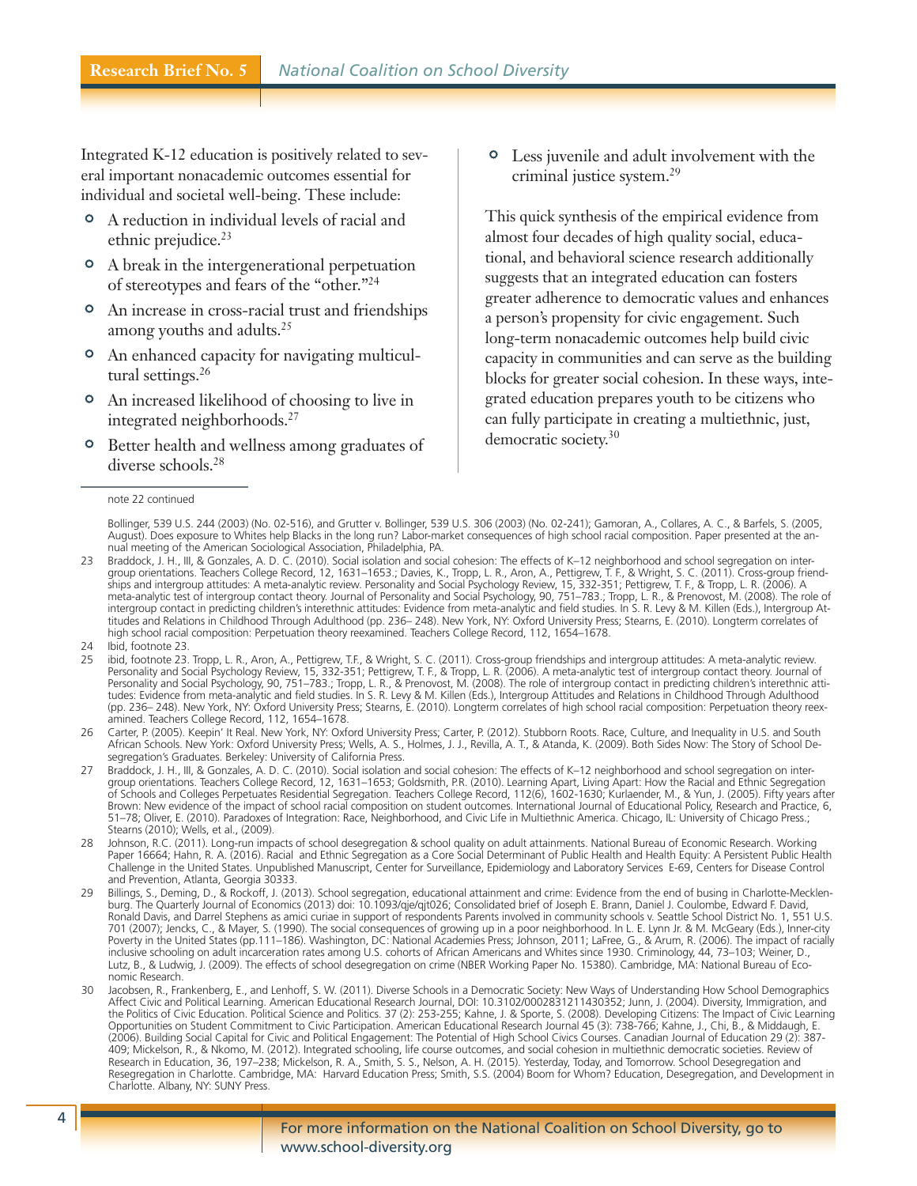Integrated K-12 education is positively related to several important nonacademic outcomes essential for individual and societal well-being. These include:

- A reduction in individual levels of racial and ethnic prejudice.[23]
- A break in the intergenerational perpetuation of stereotypes and fears of the "other."[24]
- An increase in cross-racial trust and friendships among youths and adults.[25]
- An enhanced capacity for navigating multicultural settings.[26]
- An increased likelihood of choosing to live in integrated neighborhoods.[27]
- Better health and wellness among graduates of diverse schools.[28]
- Less juvenile and adult involvement with the criminal justice system.[29]

This quick synthesis of the empirical evidence from almost four decades of high quality social, educational, and behavioral science research additionally suggests that an integrated education can fosters greater adherence to democratic values and enhances a person's propensity for civic engagement. Such long-term nonacademic outcomes help build civic capacity in communities and can serve as the building blocks for greater social cohesion. In these ways, integrated education prepares youth to be citizens who can fully participate in creating a multiethnic, just, democratic society.[30]

---

note 22 continued

Bollinger, 539 U.S. 244 (2003) (No. 02-516), and Grutter v. Bollinger, 539 U.S. 306 (2003) (No. 02-241); Gamoran, A., Collares, A. C., & Barfels, S. (2005, August). Does exposure to Whites help Blacks in the long run? Labor-market consequences of high school racial composition. Paper presented at the annual meeting of the American Sociological Association, Philadelphia, PA.

23 Braddock, J. H., III, & Gonzales, A. D. C. (2010). Social isolation and social cohesion: The effects of K–12 neighborhood and school segregation on intergroup orientations. Teachers College Record, 12, 1631–1653.; Davies, K., Tropp, L. R., Aron, A., Pettigrew, T. F., & Wright, S. C. (2011). Cross-group friendships and intergroup attitudes: A meta-analytic review. Personality and Social Psychology Review, 15, 332-351; Pettigrew, T. F., & Tropp, L. R. (2006). A meta-analytic test of intergroup contact theory. Journal of Personality and Social Psychology, 90, 751–783.; Tropp, L. R., & Prenovost, M. (2008). The role of intergroup contact in predicting children's interethnic attitudes: Evidence from meta-analytic and field studies. In S. R. Levy & M. Killen (Eds.), Intergroup Attitudes and Relations in Childhood Through Adulthood (pp. 236– 248). New York, NY: Oxford University Press; Stearns, E. (2010). Longterm correlates of high school racial composition: Perpetuation theory reexamined. Teachers College Record, 112, 1654–1678.

24 Ibid, footnote 23.

25 ibid, footnote 23. Tropp, L. R., Aron, A., Pettigrew, T.F., & Wright, S. C. (2011). Cross-group friendships and intergroup attitudes: A meta-analytic review. Personality and Social Psychology Review, 15, 332-351; Pettigrew, T. F., & Tropp, L. R. (2006). A meta-analytic test of intergroup contact theory. Journal of Personality and Social Psychology, 90, 751–783.; Tropp, L. R., & Prenovost, M. (2008). The role of intergroup contact in predicting children's interethnic attitudes: Evidence from meta-analytic and field studies. In S. R. Levy & M. Killen (Eds.), Intergroup Attitudes and Relations in Childhood Through Adulthood (pp. 236– 248). New York, NY: Oxford University Press; Stearns, E. (2010). Longterm correlates of high school racial composition: Perpetuation theory reexamined. Teachers College Record, 112, 1654–1678.

26 Carter, P. (2005). Keepin' It Real. New York, NY: Oxford University Press; Carter, P. (2012). Stubborn Roots. Race, Culture, and Inequality in U.S. and South African Schools. New York: Oxford University Press; Wells, A. S., Holmes, J. J., Revilla, A. T., & Atanda, K. (2009). Both Sides Now: The Story of School Desegregation's Graduates. Berkeley: University of California Press.

27 Braddock, J. H., III, & Gonzales, A. D. C. (2010). Social isolation and social cohesion: The effects of K–12 neighborhood and school segregation on intergroup orientations. Teachers College Record, 12, 1631–1653; Goldsmith, P.R. (2010). Learning Apart, Living Apart: How the Racial and Ethnic Segregation of Schools and Colleges Perpetuates Residential Segregation. Teachers College Record, 112(6), 1602-1630; Kurlaender, M., & Yun, J. (2005). Fifty years after Brown: New evidence of the impact of school racial composition on student outcomes. International Journal of Educational Policy, Research and Practice, 6, 51–78; Oliver, E. (2010). Paradoxes of Integration: Race, Neighborhood, and Civic Life in Multiethnic America. Chicago, IL: University of Chicago Press.; Stearns (2010); Wells, et al., (2009).

28 Johnson, R.C. (2011). Long-run impacts of school desegregation & school quality on adult attainments. National Bureau of Economic Research. Working Paper 16664; Hahn, R. A. (2016). Racial and Ethnic Segregation as a Core Social Determinant of Public Health and Health Equity: A Persistent Public Health Challenge in the United States. Unpublished Manuscript, Center for Surveillance, Epidemiology and Laboratory Services E-69, Centers for Disease Control and Prevention, Atlanta, Georgia 30333.

29 Billings, S., Deming, D., & Rockoff, J. (2013). School segregation, educational attainment and crime: Evidence from the end of busing in Charlotte-Mecklenburg. The Quarterly Journal of Economics (2013) doi: 10.1093/qje/qjt026; Consolidated brief of Joseph E. Brann, Daniel J. Coulombe, Edward F. David, Ronald Davis, and Darrel Stephens as amici curiae in support of respondents Parents involved in community schools v. Seattle School District No. 1, 551 U.S. 701 (2007); Jencks, C., & Mayer, S. (1990). The social consequences of growing up in a poor neighborhood. In L. E. Lynn Jr. & M. McGeary (Eds.), Inner-city Poverty in the United States (pp.111–186). Washington, DC: National Academies Press; Johnson, 2011; LaFree, G., & Arum, R. (2006). The impact of racially inclusive schooling on adult incarceration rates among U.S. cohorts of African Americans and Whites since 1930. Criminology, 44, 73–103; Weiner, D., Lutz, B., & Ludwig, J. (2009). The effects of school desegregation on crime (NBER Working Paper No. 15380). Cambridge, MA: National Bureau of Economic Research.

30 Jacobsen, R., Frankenberg, E., and Lenhoff, S. W. (2011). Diverse Schools in a Democratic Society: New Ways of Understanding How School Demographics Affect Civic and Political Learning. American Educational Research Journal, DOI: 10.3102/0002831211430352; Junn, J. (2004). Diversity, Immigration, and the Politics of Civic Education. Political Science and Politics. 37 (2): 253-255; Kahne, J. & Sporte, S. (2008). Developing Citizens: The Impact of Civic Learning Opportunities on Student Commitment to Civic Participation. American Educational Research Journal 45 (3): 738-766; Kahne, J., Chi, B., & Middaugh, E. (2006). Building Social Capital for Civic and Political Engagement: The Potential of High School Civics Courses. Canadian Journal of Education 29 (2): 387-409; Mickelson, R., & Nkomo, M. (2012). Integrated schooling, life course outcomes, and social cohesion in multiethnic democratic societies. Review of Research in Education, 36, 197–238; Mickelson, R. A., Smith, S. S., Nelson, A. H. (2015). Yesterday, Today, and Tomorrow. School Desegregation and Resegregation in Charlotte. Cambridge, MA: Harvard Education Press; Smith, S.S. (2004) Boom for Whom? Education, Desegregation, and Development in Charlotte. Albany, NY: SUNY Press.

For more information on the National Coalition on School Diversity, go to www.school-diversity.org